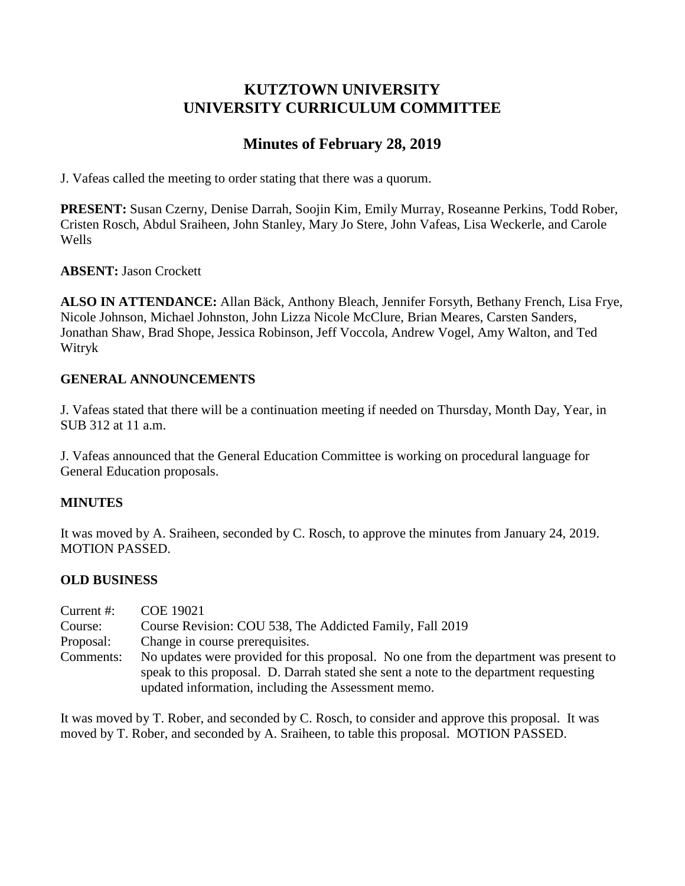# KUTZTOWN UNIVERSITY
# UNIVERSITY CURRICULUM COMMITTEE

## Minutes of February 28, 2019

J. Vafeas called the meeting to order stating that there was a quorum.

**PRESENT:** Susan Czerny, Denise Darrah, Soojin Kim, Emily Murray, Roseanne Perkins, Todd Rober, Cristen Rosch, Abdul Sraiheen, John Stanley, Mary Jo Stere, John Vafeas, Lisa Weckerle, and Carole Wells

**ABSENT:** Jason Crockett

**ALSO IN ATTENDANCE:** Allan Bäck, Anthony Bleach, Jennifer Forsyth, Bethany French, Lisa Frye, Nicole Johnson, Michael Johnston, John Lizza Nicole McClure, Brian Meares, Carsten Sanders, Jonathan Shaw, Brad Shope, Jessica Robinson, Jeff Voccola, Andrew Vogel, Amy Walton, and Ted Witryk

### GENERAL ANNOUNCEMENTS

J. Vafeas stated that there will be a continuation meeting if needed on Thursday, Month Day, Year, in SUB 312 at 11 a.m.

J. Vafeas announced that the General Education Committee is working on procedural language for General Education proposals.

### MINUTES

It was moved by A. Sraiheen, seconded by C. Rosch, to approve the minutes from January 24, 2019. MOTION PASSED.

### OLD BUSINESS

| | |
|---|---|
| Current #: | COE 19021 |
| Course: | Course Revision: COU 538, The Addicted Family, Fall 2019 |
| Proposal: | Change in course prerequisites. |
| Comments: | No updates were provided for this proposal. No one from the department was present to speak to this proposal. D. Darrah stated she sent a note to the department requesting updated information, including the Assessment memo. |

It was moved by T. Rober, and seconded by C. Rosch, to consider and approve this proposal. It was moved by T. Rober, and seconded by A. Sraiheen, to table this proposal. MOTION PASSED.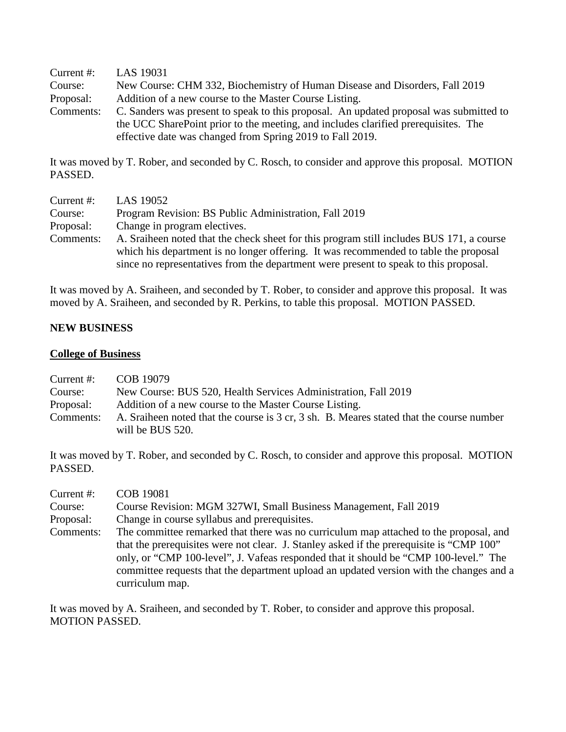Current #: LAS 19031
Course: New Course: CHM 332, Biochemistry of Human Disease and Disorders, Fall 2019
Proposal: Addition of a new course to the Master Course Listing.
Comments: C. Sanders was present to speak to this proposal. An updated proposal was submitted to the UCC SharePoint prior to the meeting, and includes clarified prerequisites. The effective date was changed from Spring 2019 to Fall 2019.

It was moved by T. Rober, and seconded by C. Rosch, to consider and approve this proposal. MOTION PASSED.

Current #: LAS 19052
Course: Program Revision: BS Public Administration, Fall 2019
Proposal: Change in program electives.
Comments: A. Sraiheen noted that the check sheet for this program still includes BUS 171, a course which his department is no longer offering. It was recommended to table the proposal since no representatives from the department were present to speak to this proposal.

It was moved by A. Sraiheen, and seconded by T. Rober, to consider and approve this proposal. It was moved by A. Sraiheen, and seconded by R. Perkins, to table this proposal. MOTION PASSED.

**NEW BUSINESS**

**College of Business**

Current #: COB 19079
Course: New Course: BUS 520, Health Services Administration, Fall 2019
Proposal: Addition of a new course to the Master Course Listing.
Comments: A. Sraiheen noted that the course is 3 cr, 3 sh. B. Meares stated that the course number will be BUS 520.

It was moved by T. Rober, and seconded by C. Rosch, to consider and approve this proposal. MOTION PASSED.

Current #: COB 19081
Course: Course Revision: MGM 327WI, Small Business Management, Fall 2019
Proposal: Change in course syllabus and prerequisites.
Comments: The committee remarked that there was no curriculum map attached to the proposal, and that the prerequisites were not clear. J. Stanley asked if the prerequisite is "CMP 100" only, or "CMP 100-level", J. Vafeas responded that it should be "CMP 100-level." The committee requests that the department upload an updated version with the changes and a curriculum map.

It was moved by A. Sraiheen, and seconded by T. Rober, to consider and approve this proposal. MOTION PASSED.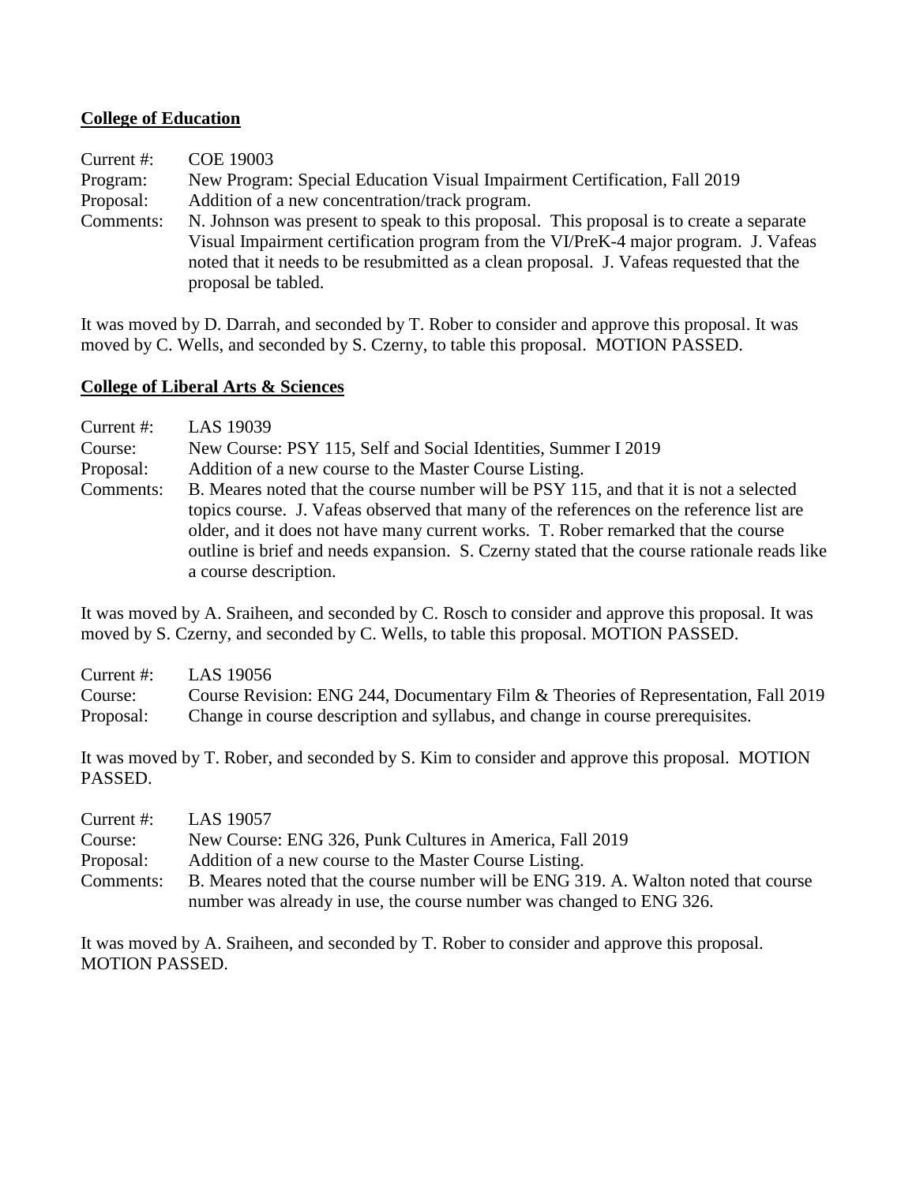**College of Education**

Current #: COE 19003
Program: New Program: Special Education Visual Impairment Certification, Fall 2019
Proposal: Addition of a new concentration/track program.
Comments: N. Johnson was present to speak to this proposal. This proposal is to create a separate Visual Impairment certification program from the VI/PreK-4 major program. J. Vafeas noted that it needs to be resubmitted as a clean proposal. J. Vafeas requested that the proposal be tabled.

It was moved by D. Darrah, and seconded by T. Rober to consider and approve this proposal. It was moved by C. Wells, and seconded by S. Czerny, to table this proposal. MOTION PASSED.

**College of Liberal Arts & Sciences**

Current #: LAS 19039
Course: New Course: PSY 115, Self and Social Identities, Summer I 2019
Proposal: Addition of a new course to the Master Course Listing.
Comments: B. Meares noted that the course number will be PSY 115, and that it is not a selected topics course. J. Vafeas observed that many of the references on the reference list are older, and it does not have many current works. T. Rober remarked that the course outline is brief and needs expansion. S. Czerny stated that the course rationale reads like a course description.

It was moved by A. Sraiheen, and seconded by C. Rosch to consider and approve this proposal. It was moved by S. Czerny, and seconded by C. Wells, to table this proposal. MOTION PASSED.

Current #: LAS 19056
Course: Course Revision: ENG 244, Documentary Film & Theories of Representation, Fall 2019
Proposal: Change in course description and syllabus, and change in course prerequisites.

It was moved by T. Rober, and seconded by S. Kim to consider and approve this proposal. MOTION PASSED.

Current #: LAS 19057
Course: New Course: ENG 326, Punk Cultures in America, Fall 2019
Proposal: Addition of a new course to the Master Course Listing.
Comments: B. Meares noted that the course number will be ENG 319. A. Walton noted that course number was already in use, the course number was changed to ENG 326.

It was moved by A. Sraiheen, and seconded by T. Rober to consider and approve this proposal. MOTION PASSED.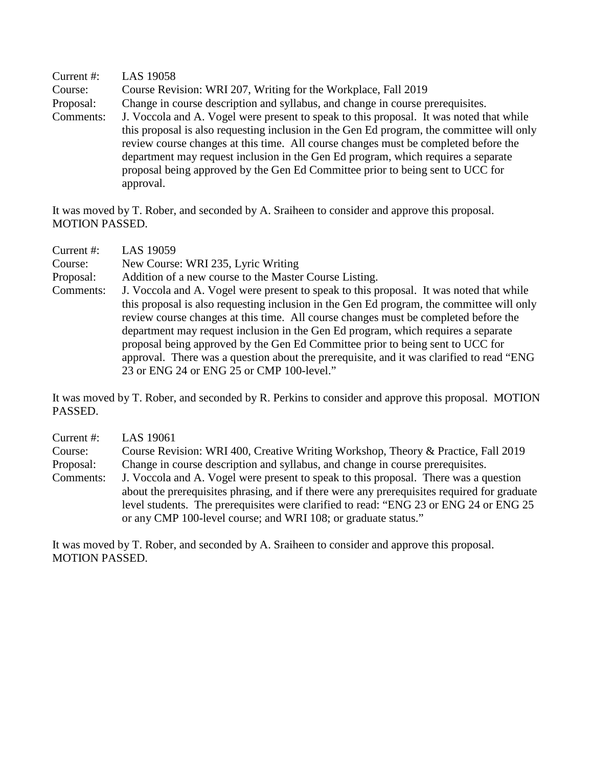Current #: LAS 19058
Course: Course Revision: WRI 207, Writing for the Workplace, Fall 2019
Proposal: Change in course description and syllabus, and change in course prerequisites.
Comments: J. Voccola and A. Vogel were present to speak to this proposal. It was noted that while this proposal is also requesting inclusion in the Gen Ed program, the committee will only review course changes at this time. All course changes must be completed before the department may request inclusion in the Gen Ed program, which requires a separate proposal being approved by the Gen Ed Committee prior to being sent to UCC for approval.

It was moved by T. Rober, and seconded by A. Sraiheen to consider and approve this proposal. MOTION PASSED.

Current #: LAS 19059
Course: New Course: WRI 235, Lyric Writing
Proposal: Addition of a new course to the Master Course Listing.
Comments: J. Voccola and A. Vogel were present to speak to this proposal. It was noted that while this proposal is also requesting inclusion in the Gen Ed program, the committee will only review course changes at this time. All course changes must be completed before the department may request inclusion in the Gen Ed program, which requires a separate proposal being approved by the Gen Ed Committee prior to being sent to UCC for approval. There was a question about the prerequisite, and it was clarified to read "ENG 23 or ENG 24 or ENG 25 or CMP 100-level."

It was moved by T. Rober, and seconded by R. Perkins to consider and approve this proposal. MOTION PASSED.

Current #: LAS 19061
Course: Course Revision: WRI 400, Creative Writing Workshop, Theory & Practice, Fall 2019
Proposal: Change in course description and syllabus, and change in course prerequisites.
Comments: J. Voccola and A. Vogel were present to speak to this proposal. There was a question about the prerequisites phrasing, and if there were any prerequisites required for graduate level students. The prerequisites were clarified to read: "ENG 23 or ENG 24 or ENG 25 or any CMP 100-level course; and WRI 108; or graduate status."

It was moved by T. Rober, and seconded by A. Sraiheen to consider and approve this proposal. MOTION PASSED.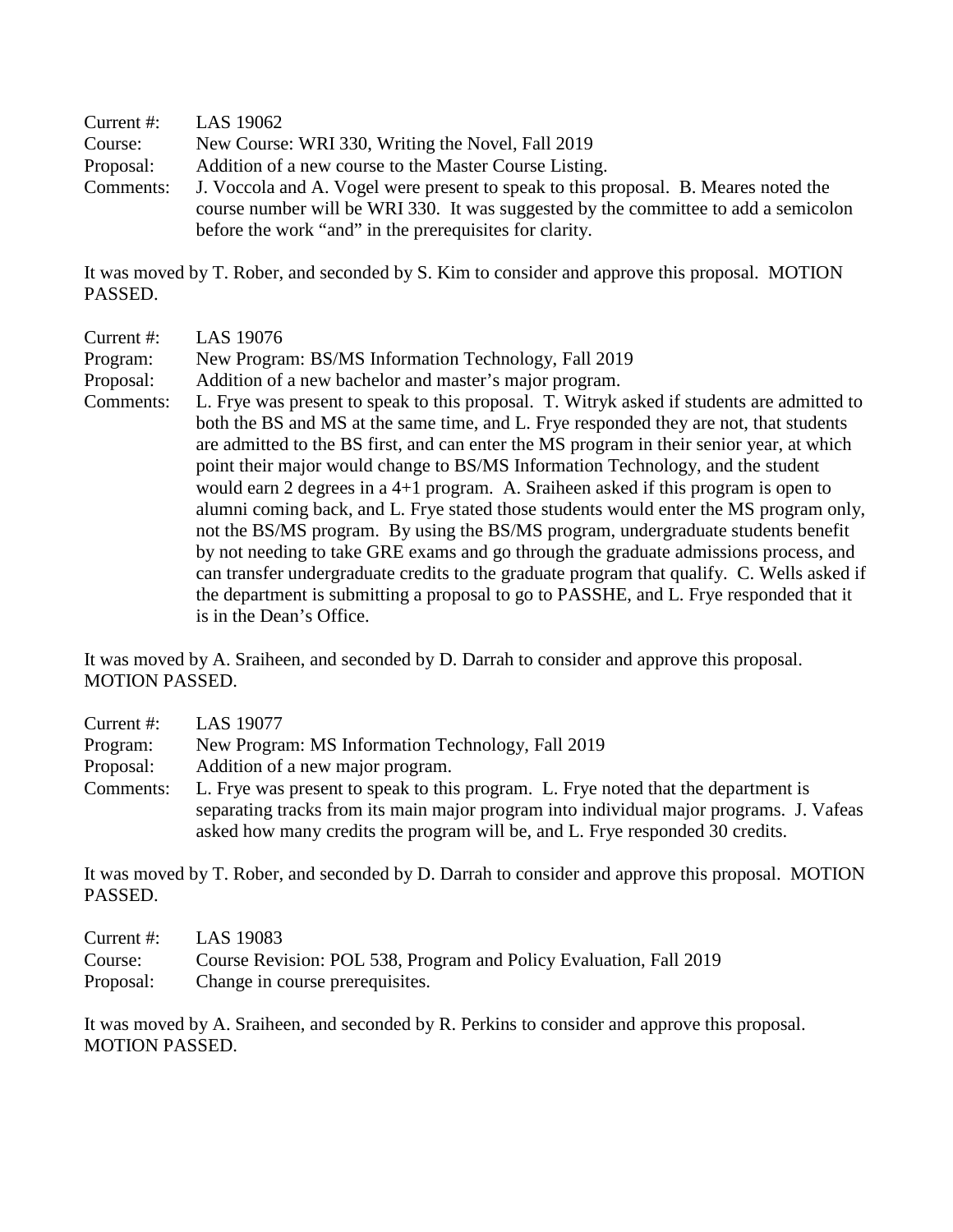Current #: LAS 19062
Course: New Course: WRI 330, Writing the Novel, Fall 2019
Proposal: Addition of a new course to the Master Course Listing.
Comments: J. Voccola and A. Vogel were present to speak to this proposal. B. Meares noted the course number will be WRI 330. It was suggested by the committee to add a semicolon before the work "and" in the prerequisites for clarity.

It was moved by T. Rober, and seconded by S. Kim to consider and approve this proposal. MOTION PASSED.

Current #: LAS 19076
Program: New Program: BS/MS Information Technology, Fall 2019
Proposal: Addition of a new bachelor and master's major program.
Comments: L. Frye was present to speak to this proposal. T. Witryk asked if students are admitted to both the BS and MS at the same time, and L. Frye responded they are not, that students are admitted to the BS first, and can enter the MS program in their senior year, at which point their major would change to BS/MS Information Technology, and the student would earn 2 degrees in a 4+1 program. A. Sraiheen asked if this program is open to alumni coming back, and L. Frye stated those students would enter the MS program only, not the BS/MS program. By using the BS/MS program, undergraduate students benefit by not needing to take GRE exams and go through the graduate admissions process, and can transfer undergraduate credits to the graduate program that qualify. C. Wells asked if the department is submitting a proposal to go to PASSHE, and L. Frye responded that it is in the Dean's Office.

It was moved by A. Sraiheen, and seconded by D. Darrah to consider and approve this proposal. MOTION PASSED.

Current #: LAS 19077
Program: New Program: MS Information Technology, Fall 2019
Proposal: Addition of a new major program.
Comments: L. Frye was present to speak to this program. L. Frye noted that the department is separating tracks from its main major program into individual major programs. J. Vafeas asked how many credits the program will be, and L. Frye responded 30 credits.

It was moved by T. Rober, and seconded by D. Darrah to consider and approve this proposal. MOTION PASSED.

Current #: LAS 19083
Course: Course Revision: POL 538, Program and Policy Evaluation, Fall 2019
Proposal: Change in course prerequisites.

It was moved by A. Sraiheen, and seconded by R. Perkins to consider and approve this proposal. MOTION PASSED.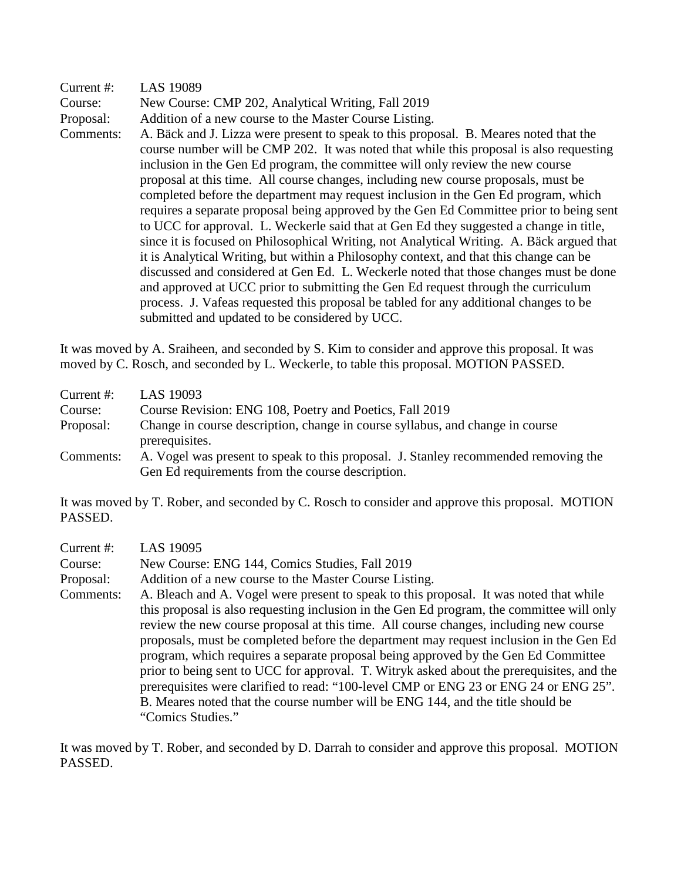Current #: LAS 19089
Course: New Course: CMP 202, Analytical Writing, Fall 2019
Proposal: Addition of a new course to the Master Course Listing.
Comments: A. Bäck and J. Lizza were present to speak to this proposal. B. Meares noted that the course number will be CMP 202. It was noted that while this proposal is also requesting inclusion in the Gen Ed program, the committee will only review the new course proposal at this time. All course changes, including new course proposals, must be completed before the department may request inclusion in the Gen Ed program, which requires a separate proposal being approved by the Gen Ed Committee prior to being sent to UCC for approval. L. Weckerle said that at Gen Ed they suggested a change in title, since it is focused on Philosophical Writing, not Analytical Writing. A. Bäck argued that it is Analytical Writing, but within a Philosophy context, and that this change can be discussed and considered at Gen Ed. L. Weckerle noted that those changes must be done and approved at UCC prior to submitting the Gen Ed request through the curriculum process. J. Vafeas requested this proposal be tabled for any additional changes to be submitted and updated to be considered by UCC.

It was moved by A. Sraiheen, and seconded by S. Kim to consider and approve this proposal. It was moved by C. Rosch, and seconded by L. Weckerle, to table this proposal. MOTION PASSED.

Current #: LAS 19093
Course: Course Revision: ENG 108, Poetry and Poetics, Fall 2019
Proposal: Change in course description, change in course syllabus, and change in course prerequisites.
Comments: A. Vogel was present to speak to this proposal. J. Stanley recommended removing the Gen Ed requirements from the course description.

It was moved by T. Rober, and seconded by C. Rosch to consider and approve this proposal. MOTION PASSED.

Current #: LAS 19095
Course: New Course: ENG 144, Comics Studies, Fall 2019
Proposal: Addition of a new course to the Master Course Listing.
Comments: A. Bleach and A. Vogel were present to speak to this proposal. It was noted that while this proposal is also requesting inclusion in the Gen Ed program, the committee will only review the new course proposal at this time. All course changes, including new course proposals, must be completed before the department may request inclusion in the Gen Ed program, which requires a separate proposal being approved by the Gen Ed Committee prior to being sent to UCC for approval. T. Witryk asked about the prerequisites, and the prerequisites were clarified to read: "100-level CMP or ENG 23 or ENG 24 or ENG 25". B. Meares noted that the course number will be ENG 144, and the title should be "Comics Studies."

It was moved by T. Rober, and seconded by D. Darrah to consider and approve this proposal. MOTION PASSED.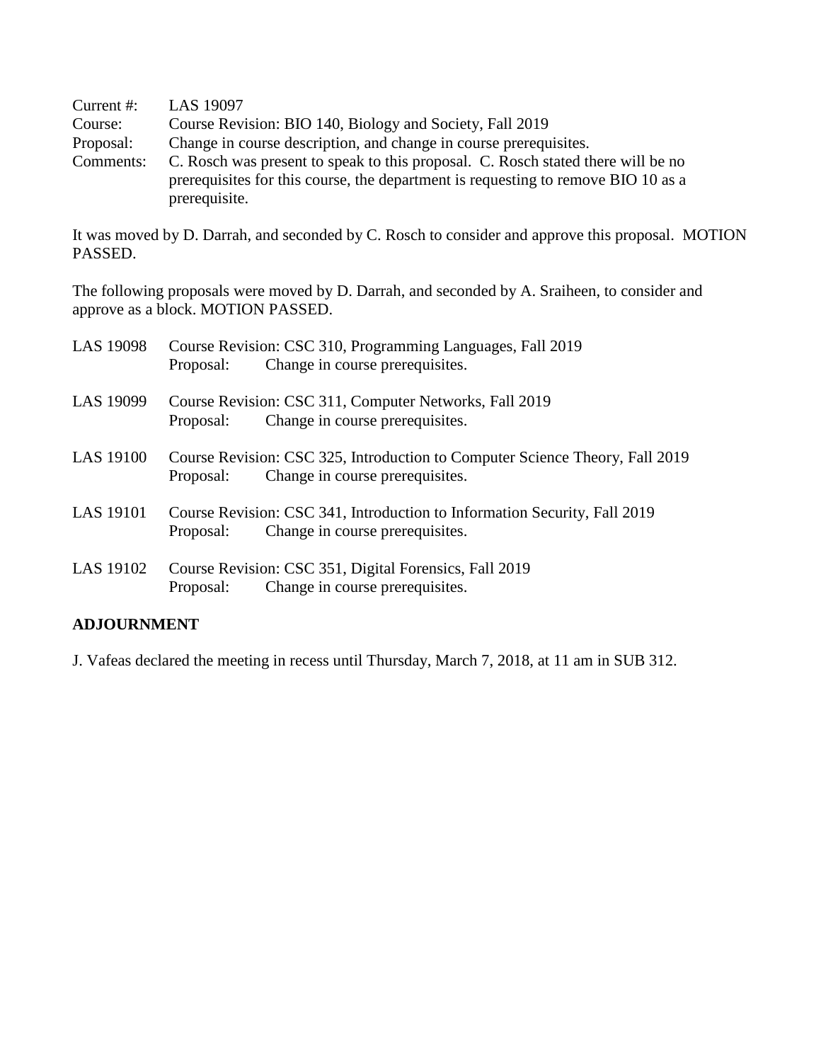Current #: LAS 19097
Course: Course Revision: BIO 140, Biology and Society, Fall 2019
Proposal: Change in course description, and change in course prerequisites.
Comments: C. Rosch was present to speak to this proposal. C. Rosch stated there will be no prerequisites for this course, the department is requesting to remove BIO 10 as a prerequisite.

It was moved by D. Darrah, and seconded by C. Rosch to consider and approve this proposal. MOTION PASSED.

The following proposals were moved by D. Darrah, and seconded by A. Sraiheen, to consider and approve as a block. MOTION PASSED.

LAS 19098 Course Revision: CSC 310, Programming Languages, Fall 2019
Proposal: Change in course prerequisites.

LAS 19099 Course Revision: CSC 311, Computer Networks, Fall 2019
Proposal: Change in course prerequisites.

LAS 19100 Course Revision: CSC 325, Introduction to Computer Science Theory, Fall 2019
Proposal: Change in course prerequisites.

LAS 19101 Course Revision: CSC 341, Introduction to Information Security, Fall 2019
Proposal: Change in course prerequisites.

LAS 19102 Course Revision: CSC 351, Digital Forensics, Fall 2019
Proposal: Change in course prerequisites.

**ADJOURNMENT**

J. Vafeas declared the meeting in recess until Thursday, March 7, 2018, at 11 am in SUB 312.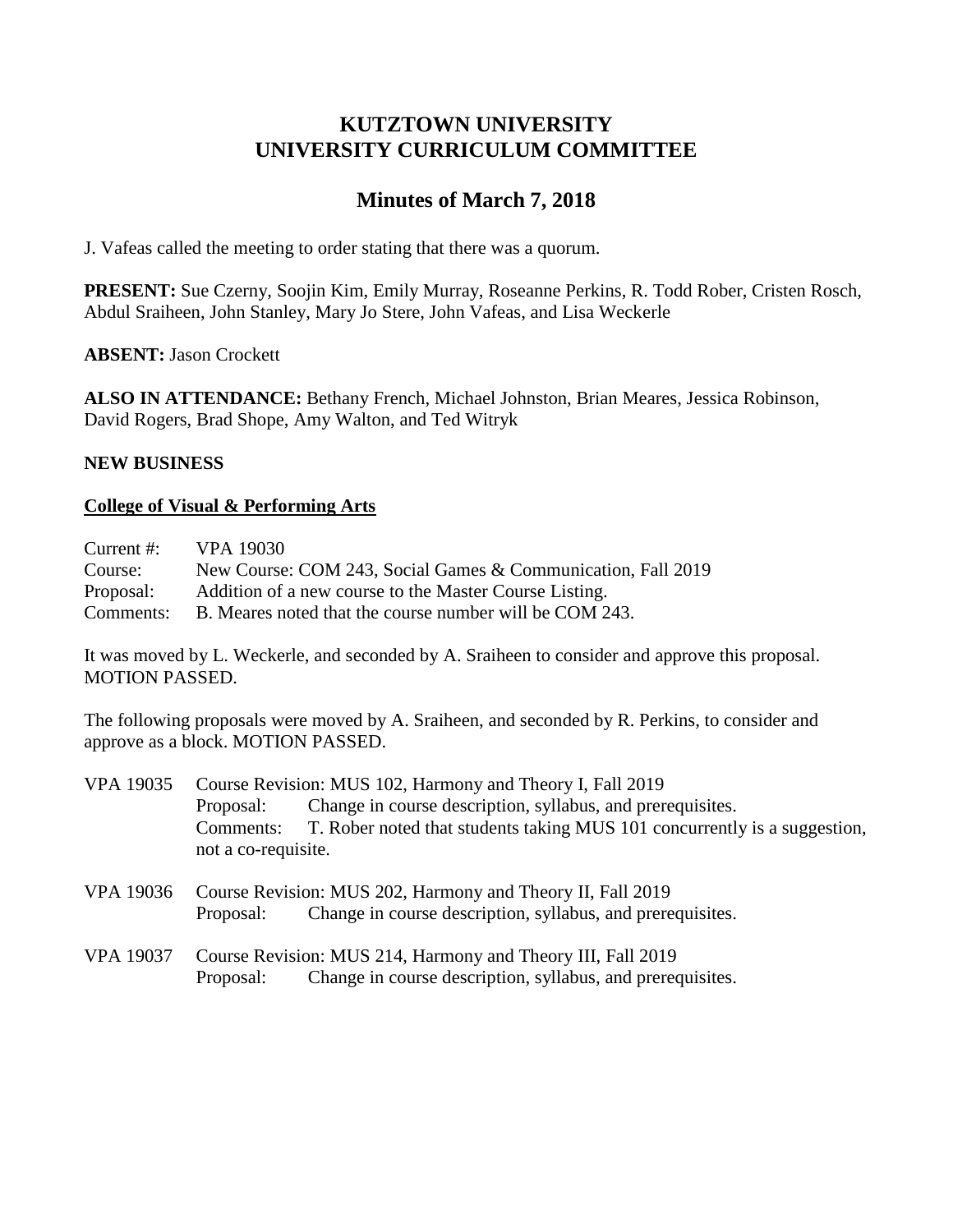# KUTZTOWN UNIVERSITY
# UNIVERSITY CURRICULUM COMMITTEE

## Minutes of March 7, 2018

J. Vafeas called the meeting to order stating that there was a quorum.

**PRESENT:** Sue Czerny, Soojin Kim, Emily Murray, Roseanne Perkins, R. Todd Rober, Cristen Rosch, Abdul Sraiheen, John Stanley, Mary Jo Stere, John Vafeas, and Lisa Weckerle

**ABSENT:** Jason Crockett

**ALSO IN ATTENDANCE:** Bethany French, Michael Johnston, Brian Meares, Jessica Robinson, David Rogers, Brad Shope, Amy Walton, and Ted Witryk

### NEW BUSINESS

#### College of Visual & Performing Arts

Current #: VPA 19030
Course: New Course: COM 243, Social Games & Communication, Fall 2019
Proposal: Addition of a new course to the Master Course Listing.
Comments: B. Meares noted that the course number will be COM 243.

It was moved by L. Weckerle, and seconded by A. Sraiheen to consider and approve this proposal. MOTION PASSED.

The following proposals were moved by A. Sraiheen, and seconded by R. Perkins, to consider and approve as a block. MOTION PASSED.

VPA 19035 Course Revision: MUS 102, Harmony and Theory I, Fall 2019
Proposal: Change in course description, syllabus, and prerequisites.
Comments: T. Rober noted that students taking MUS 101 concurrently is a suggestion, not a co-requisite.

VPA 19036 Course Revision: MUS 202, Harmony and Theory II, Fall 2019
Proposal: Change in course description, syllabus, and prerequisites.

VPA 19037 Course Revision: MUS 214, Harmony and Theory III, Fall 2019
Proposal: Change in course description, syllabus, and prerequisites.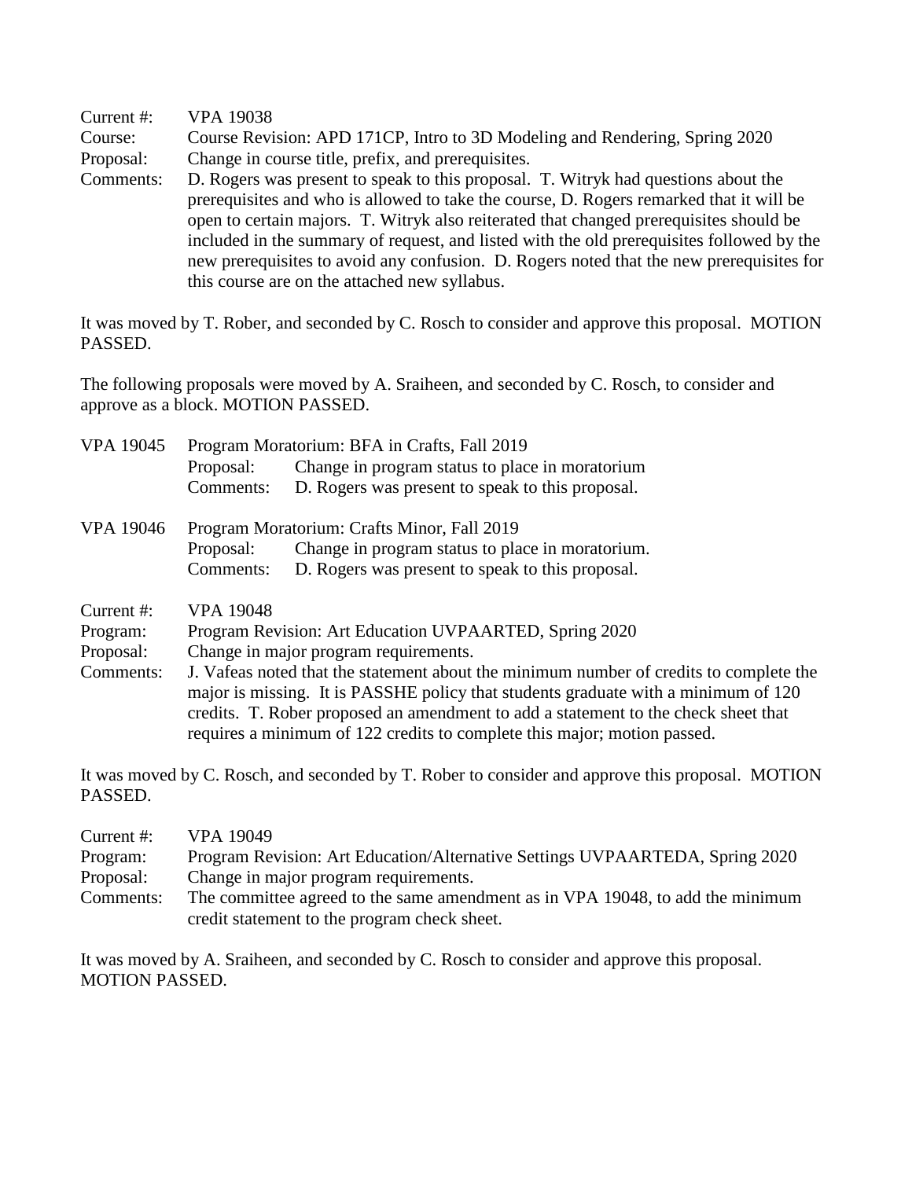Current #: VPA 19038
Course: Course Revision: APD 171CP, Intro to 3D Modeling and Rendering, Spring 2020
Proposal: Change in course title, prefix, and prerequisites.
Comments: D. Rogers was present to speak to this proposal. T. Witryk had questions about the prerequisites and who is allowed to take the course, D. Rogers remarked that it will be open to certain majors. T. Witryk also reiterated that changed prerequisites should be included in the summary of request, and listed with the old prerequisites followed by the new prerequisites to avoid any confusion. D. Rogers noted that the new prerequisites for this course are on the attached new syllabus.

It was moved by T. Rober, and seconded by C. Rosch to consider and approve this proposal. MOTION PASSED.

The following proposals were moved by A. Sraiheen, and seconded by C. Rosch, to consider and approve as a block. MOTION PASSED.

VPA 19045 Program Moratorium: BFA in Crafts, Fall 2019
Proposal: Change in program status to place in moratorium
Comments: D. Rogers was present to speak to this proposal.

VPA 19046 Program Moratorium: Crafts Minor, Fall 2019
Proposal: Change in program status to place in moratorium.
Comments: D. Rogers was present to speak to this proposal.

Current #: VPA 19048
Program: Program Revision: Art Education UVPAARTED, Spring 2020
Proposal: Change in major program requirements.
Comments: J. Vafeas noted that the statement about the minimum number of credits to complete the major is missing. It is PASSHE policy that students graduate with a minimum of 120 credits. T. Rober proposed an amendment to add a statement to the check sheet that requires a minimum of 122 credits to complete this major; motion passed.

It was moved by C. Rosch, and seconded by T. Rober to consider and approve this proposal. MOTION PASSED.

Current #: VPA 19049
Program: Program Revision: Art Education/Alternative Settings UVPAARTEDA, Spring 2020
Proposal: Change in major program requirements.
Comments: The committee agreed to the same amendment as in VPA 19048, to add the minimum credit statement to the program check sheet.

It was moved by A. Sraiheen, and seconded by C. Rosch to consider and approve this proposal. MOTION PASSED.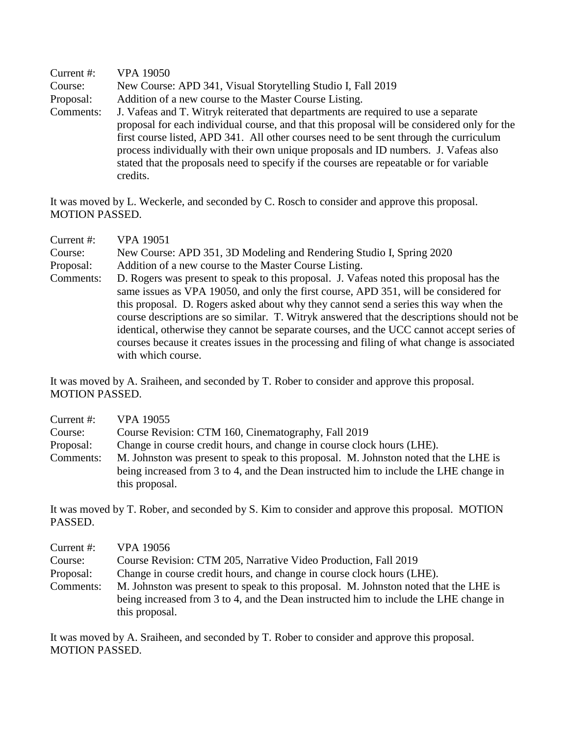Current #: VPA 19050
Course: New Course: APD 341, Visual Storytelling Studio I, Fall 2019
Proposal: Addition of a new course to the Master Course Listing.
Comments: J. Vafeas and T. Witryk reiterated that departments are required to use a separate proposal for each individual course, and that this proposal will be considered only for the first course listed, APD 341. All other courses need to be sent through the curriculum process individually with their own unique proposals and ID numbers. J. Vafeas also stated that the proposals need to specify if the courses are repeatable or for variable credits.

It was moved by L. Weckerle, and seconded by C. Rosch to consider and approve this proposal. MOTION PASSED.

Current #: VPA 19051
Course: New Course: APD 351, 3D Modeling and Rendering Studio I, Spring 2020
Proposal: Addition of a new course to the Master Course Listing.
Comments: D. Rogers was present to speak to this proposal. J. Vafeas noted this proposal has the same issues as VPA 19050, and only the first course, APD 351, will be considered for this proposal. D. Rogers asked about why they cannot send a series this way when the course descriptions are so similar. T. Witryk answered that the descriptions should not be identical, otherwise they cannot be separate courses, and the UCC cannot accept series of courses because it creates issues in the processing and filing of what change is associated with which course.

It was moved by A. Sraiheen, and seconded by T. Rober to consider and approve this proposal. MOTION PASSED.

Current #: VPA 19055
Course: Course Revision: CTM 160, Cinematography, Fall 2019
Proposal: Change in course credit hours, and change in course clock hours (LHE).
Comments: M. Johnston was present to speak to this proposal. M. Johnston noted that the LHE is being increased from 3 to 4, and the Dean instructed him to include the LHE change in this proposal.

It was moved by T. Rober, and seconded by S. Kim to consider and approve this proposal. MOTION PASSED.

Current #: VPA 19056
Course: Course Revision: CTM 205, Narrative Video Production, Fall 2019
Proposal: Change in course credit hours, and change in course clock hours (LHE).
Comments: M. Johnston was present to speak to this proposal. M. Johnston noted that the LHE is being increased from 3 to 4, and the Dean instructed him to include the LHE change in this proposal.

It was moved by A. Sraiheen, and seconded by T. Rober to consider and approve this proposal. MOTION PASSED.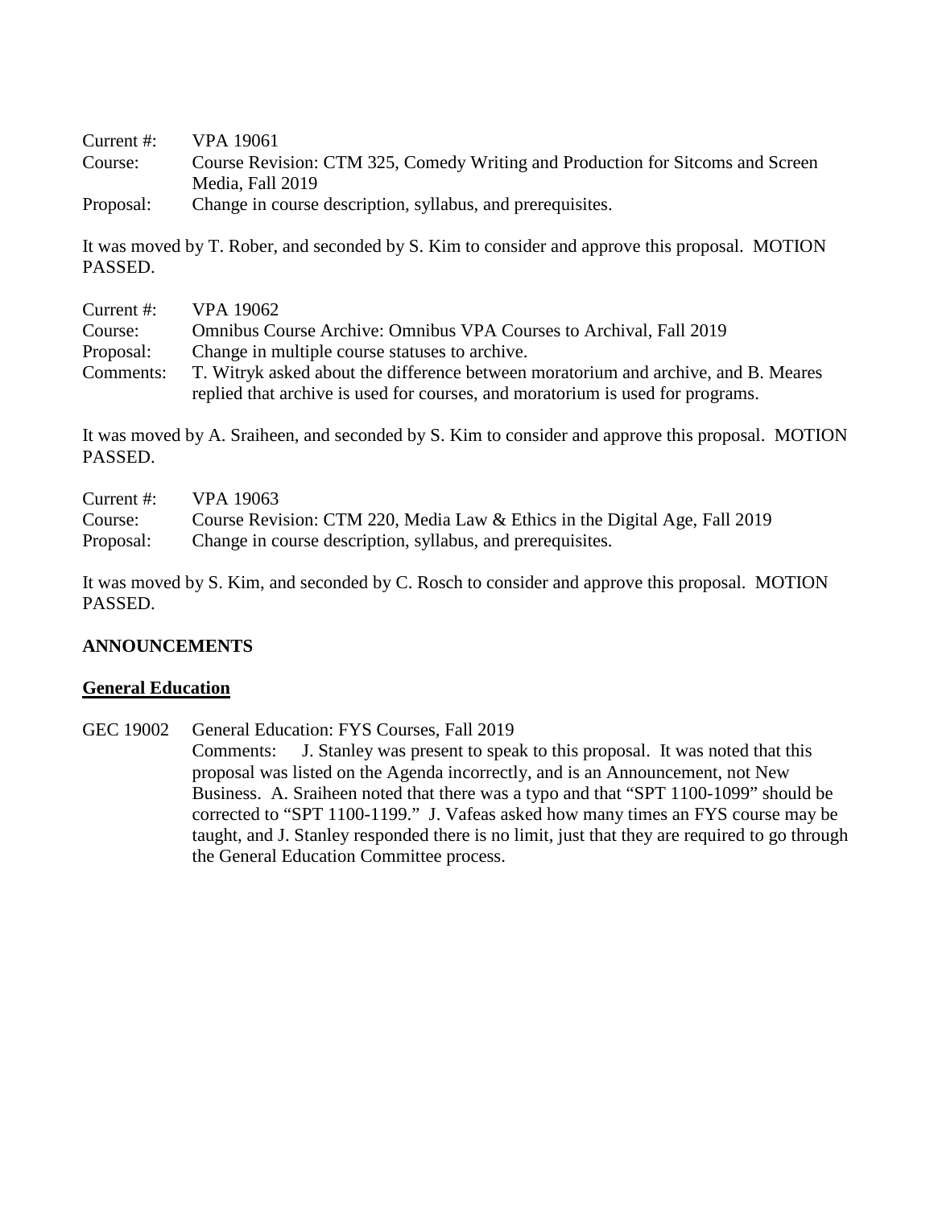Current #: VPA 19061
Course: Course Revision: CTM 325, Comedy Writing and Production for Sitcoms and Screen Media, Fall 2019
Proposal: Change in course description, syllabus, and prerequisites.

It was moved by T. Rober, and seconded by S. Kim to consider and approve this proposal. MOTION PASSED.

Current #: VPA 19062
Course: Omnibus Course Archive: Omnibus VPA Courses to Archival, Fall 2019
Proposal: Change in multiple course statuses to archive.
Comments: T. Witryk asked about the difference between moratorium and archive, and B. Meares replied that archive is used for courses, and moratorium is used for programs.

It was moved by A. Sraiheen, and seconded by S. Kim to consider and approve this proposal. MOTION PASSED.

Current #: VPA 19063
Course: Course Revision: CTM 220, Media Law & Ethics in the Digital Age, Fall 2019
Proposal: Change in course description, syllabus, and prerequisites.

It was moved by S. Kim, and seconded by C. Rosch to consider and approve this proposal. MOTION PASSED.

**ANNOUNCEMENTS**

**General Education**

GEC 19002 General Education: FYS Courses, Fall 2019
Comments: J. Stanley was present to speak to this proposal. It was noted that this proposal was listed on the Agenda incorrectly, and is an Announcement, not New Business. A. Sraiheen noted that there was a typo and that "SPT 1100-1099" should be corrected to "SPT 1100-1199." J. Vafeas asked how many times an FYS course may be taught, and J. Stanley responded there is no limit, just that they are required to go through the General Education Committee process.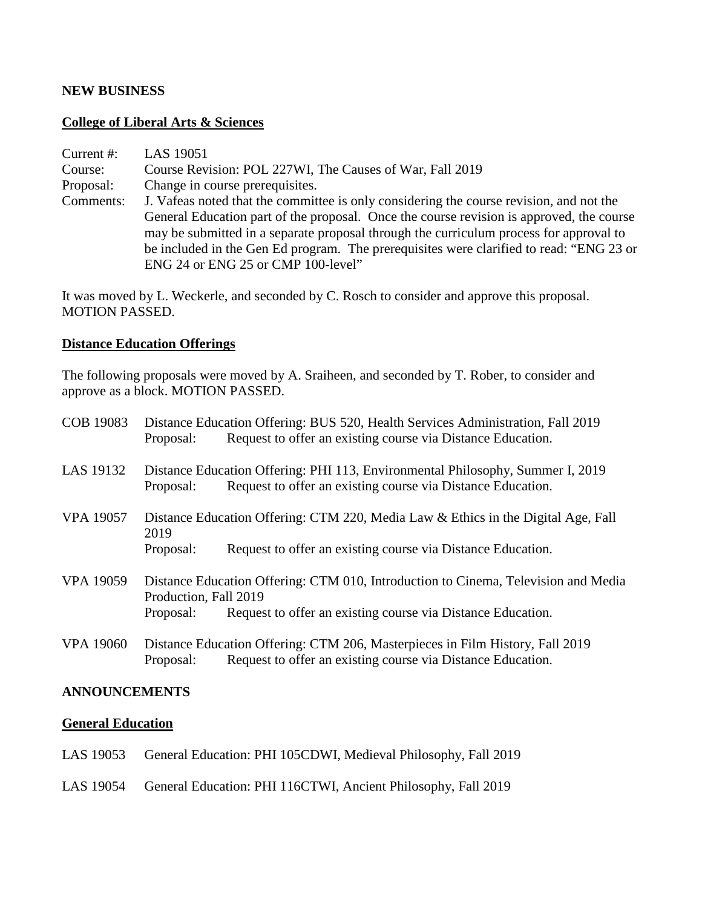**NEW BUSINESS**

**College of Liberal Arts & Sciences**

Current #: LAS 19051
Course: Course Revision: POL 227WI, The Causes of War, Fall 2019
Proposal: Change in course prerequisites.
Comments: J. Vafeas noted that the committee is only considering the course revision, and not the General Education part of the proposal. Once the course revision is approved, the course may be submitted in a separate proposal through the curriculum process for approval to be included in the Gen Ed program. The prerequisites were clarified to read: “ENG 23 or ENG 24 or ENG 25 or CMP 100-level”

It was moved by L. Weckerle, and seconded by C. Rosch to consider and approve this proposal. MOTION PASSED.

**Distance Education Offerings**

The following proposals were moved by A. Sraiheen, and seconded by T. Rober, to consider and approve as a block. MOTION PASSED.

COB 19083 Distance Education Offering: BUS 520, Health Services Administration, Fall 2019
Proposal: Request to offer an existing course via Distance Education.

LAS 19132 Distance Education Offering: PHI 113, Environmental Philosophy, Summer I, 2019
Proposal: Request to offer an existing course via Distance Education.

VPA 19057 Distance Education Offering: CTM 220, Media Law & Ethics in the Digital Age, Fall 2019
Proposal: Request to offer an existing course via Distance Education.

VPA 19059 Distance Education Offering: CTM 010, Introduction to Cinema, Television and Media Production, Fall 2019
Proposal: Request to offer an existing course via Distance Education.

VPA 19060 Distance Education Offering: CTM 206, Masterpieces in Film History, Fall 2019
Proposal: Request to offer an existing course via Distance Education.

**ANNOUNCEMENTS**

**General Education**

LAS 19053 General Education: PHI 105CDWI, Medieval Philosophy, Fall 2019

LAS 19054 General Education: PHI 116CTWI, Ancient Philosophy, Fall 2019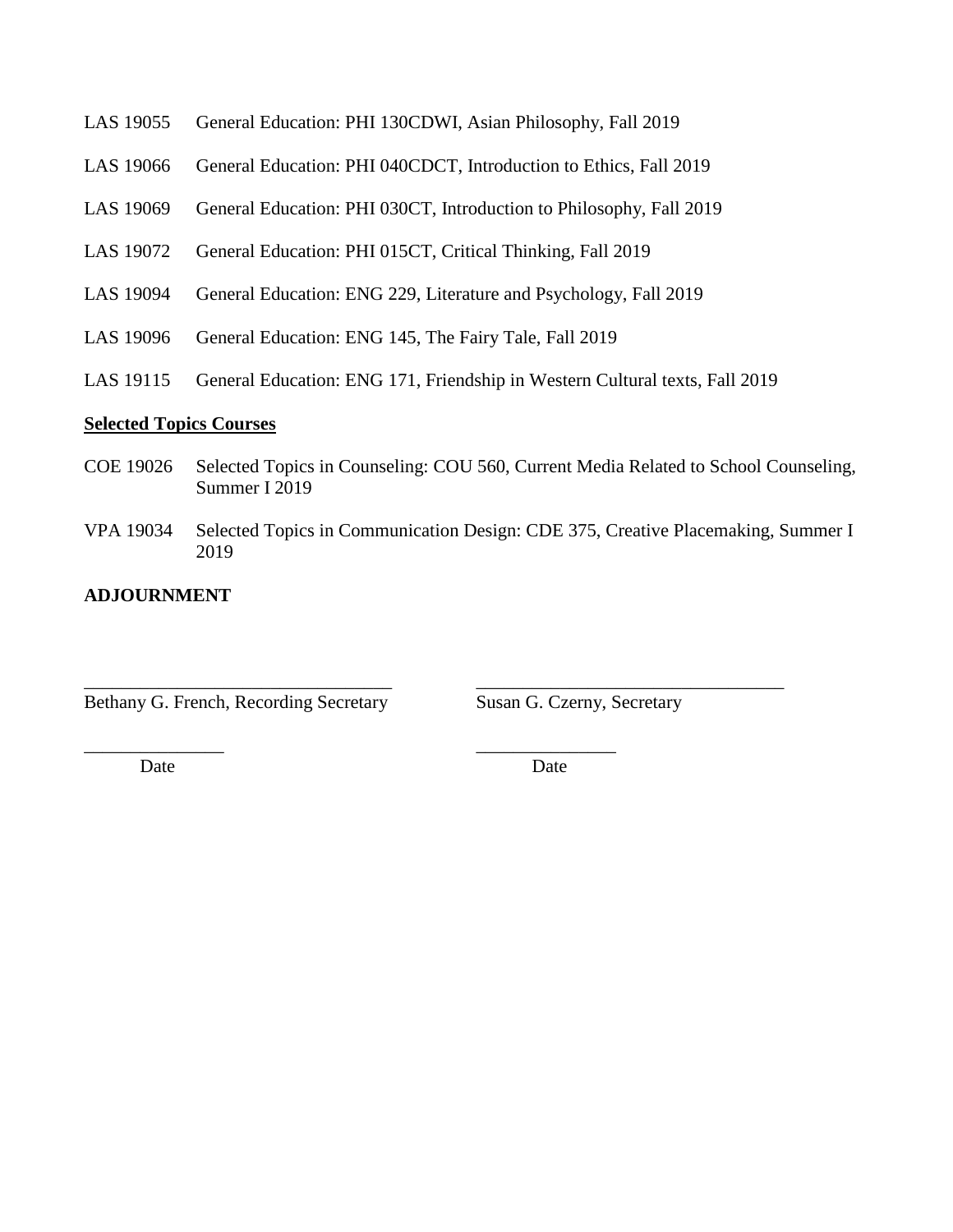LAS 19055 General Education: PHI 130CDWI, Asian Philosophy, Fall 2019

LAS 19066 General Education: PHI 040CDCT, Introduction to Ethics, Fall 2019

LAS 19069 General Education: PHI 030CT, Introduction to Philosophy, Fall 2019

LAS 19072 General Education: PHI 015CT, Critical Thinking, Fall 2019

LAS 19094 General Education: ENG 229, Literature and Psychology, Fall 2019

LAS 19096 General Education: ENG 145, The Fairy Tale, Fall 2019

LAS 19115 General Education: ENG 171, Friendship in Western Cultural texts, Fall 2019

**Selected Topics Courses**

COE 19026 Selected Topics in Counseling: COU 560, Current Media Related to School Counseling, Summer I 2019

VPA 19034 Selected Topics in Communication Design: CDE 375, Creative Placemaking, Summer I 2019

**ADJOURNMENT**

_________________________________ _________________________________
Bethany G. French, Recording Secretary Susan G. Czerny, Secretary

_______________ _______________
Date Date